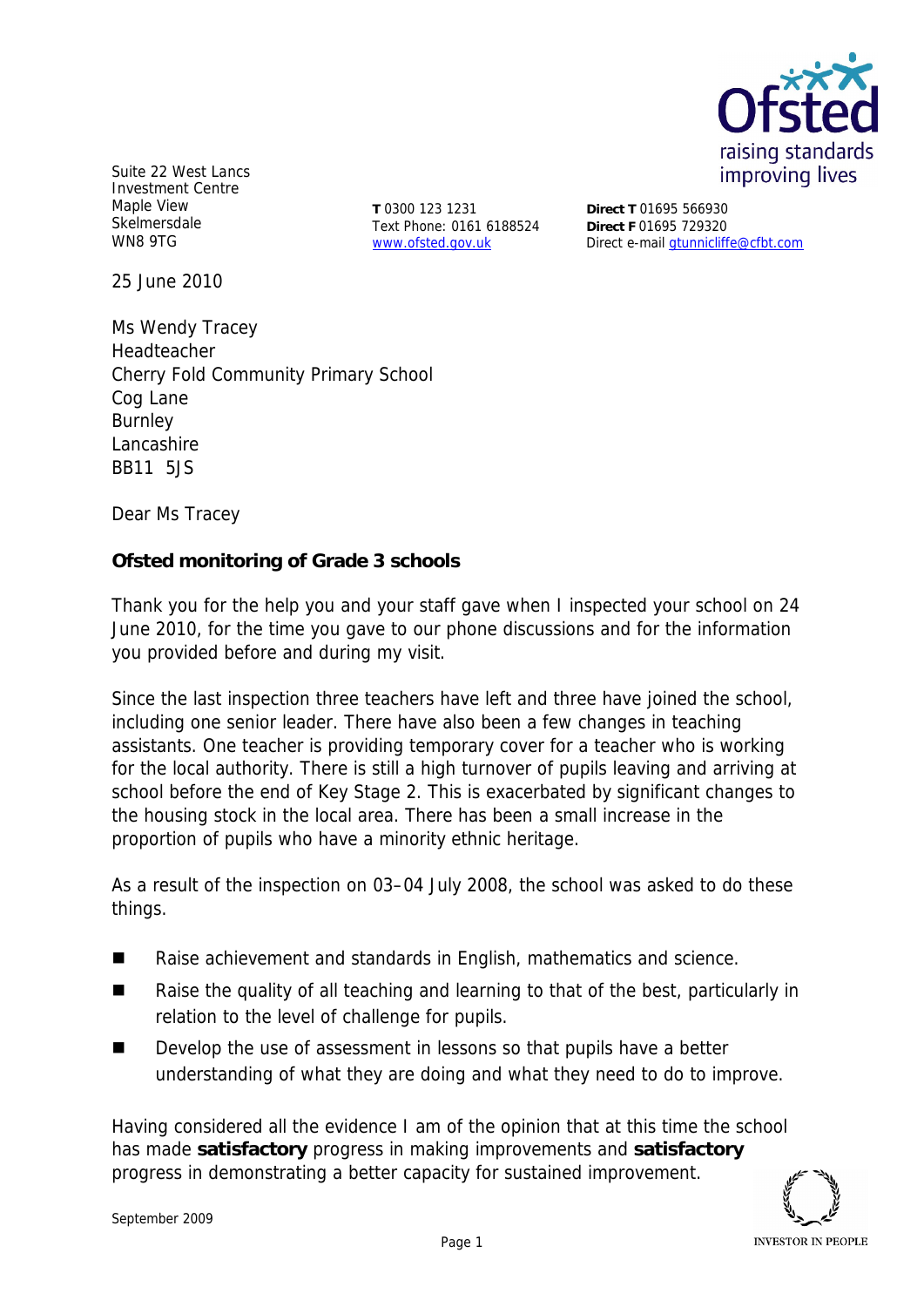Suite 22 West Lancs Investment Centre
Maple View
Skelmersdale
WN8 9TG

**T** 0300 123 1231
Text Phone: 0161 6188524
www.ofsted.gov.uk

**Direct T** 01695 566930
**Direct F** 01695 729320
Direct e-mail gtunnicliffe@cfbt.com

25 June 2010

Ms Wendy Tracey
Headteacher
Cherry Fold Community Primary School
Cog Lane
Burnley
Lancashire
BB11 5JS

Dear Ms Tracey

**Ofsted monitoring of Grade 3 schools**

Thank you for the help you and your staff gave when I inspected your school on 24 June 2010, for the time you gave to our phone discussions and for the information you provided before and during my visit.

Since the last inspection three teachers have left and three have joined the school, including one senior leader. There have also been a few changes in teaching assistants. One teacher is providing temporary cover for a teacher who is working for the local authority. There is still a high turnover of pupils leaving and arriving at school before the end of Key Stage 2. This is exacerbated by significant changes to the housing stock in the local area. There has been a small increase in the proportion of pupils who have a minority ethnic heritage.

As a result of the inspection on 03–04 July 2008, the school was asked to do these things.

- Raise achievement and standards in English, mathematics and science.
- Raise the quality of all teaching and learning to that of the best, particularly in relation to the level of challenge for pupils.
- Develop the use of assessment in lessons so that pupils have a better understanding of what they are doing and what they need to do to improve.

Having considered all the evidence I am of the opinion that at this time the school has made **satisfactory** progress in making improvements and **satisfactory** progress in demonstrating a better capacity for sustained improvement.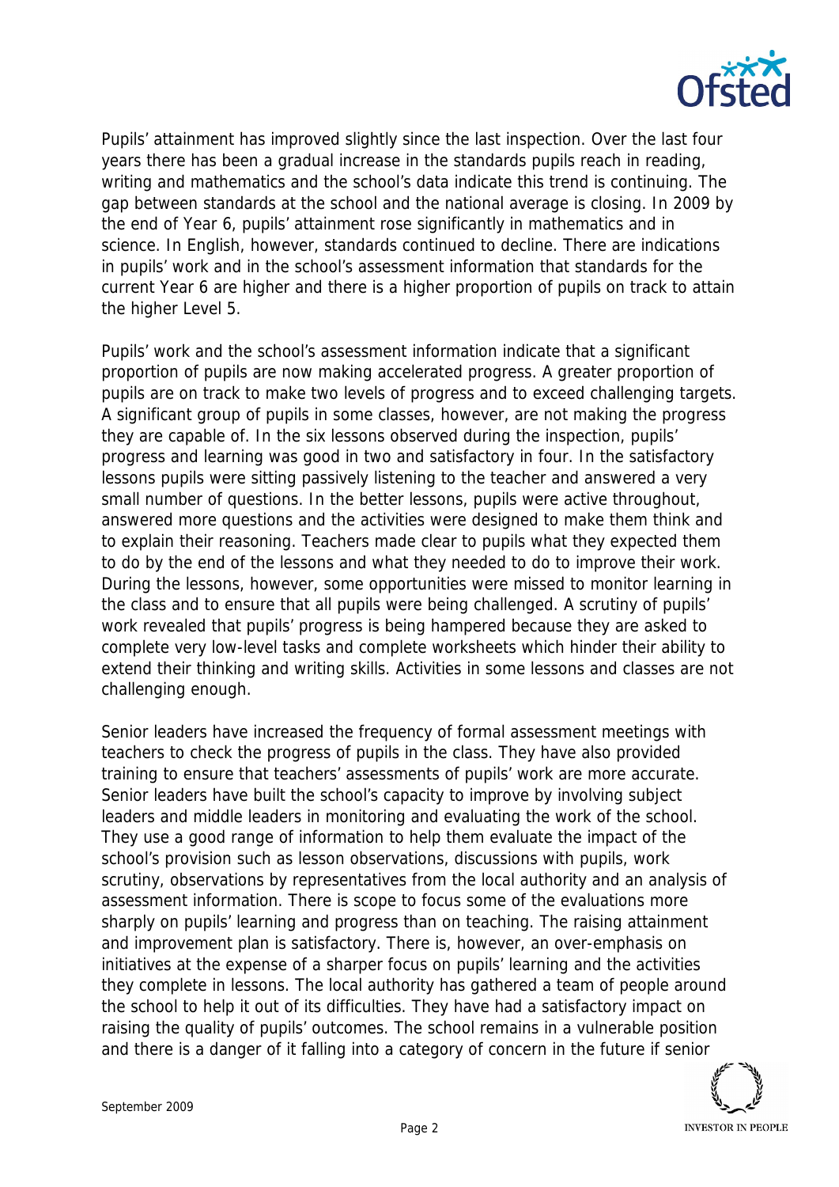Pupils' attainment has improved slightly since the last inspection. Over the last four years there has been a gradual increase in the standards pupils reach in reading, writing and mathematics and the school's data indicate this trend is continuing. The gap between standards at the school and the national average is closing. In 2009 by the end of Year 6, pupils' attainment rose significantly in mathematics and in science. In English, however, standards continued to decline. There are indications in pupils' work and in the school's assessment information that standards for the current Year 6 are higher and there is a higher proportion of pupils on track to attain the higher Level 5.

Pupils' work and the school's assessment information indicate that a significant proportion of pupils are now making accelerated progress. A greater proportion of pupils are on track to make two levels of progress and to exceed challenging targets. A significant group of pupils in some classes, however, are not making the progress they are capable of. In the six lessons observed during the inspection, pupils' progress and learning was good in two and satisfactory in four. In the satisfactory lessons pupils were sitting passively listening to the teacher and answered a very small number of questions. In the better lessons, pupils were active throughout, answered more questions and the activities were designed to make them think and to explain their reasoning. Teachers made clear to pupils what they expected them to do by the end of the lessons and what they needed to do to improve their work. During the lessons, however, some opportunities were missed to monitor learning in the class and to ensure that all pupils were being challenged. A scrutiny of pupils' work revealed that pupils' progress is being hampered because they are asked to complete very low-level tasks and complete worksheets which hinder their ability to extend their thinking and writing skills. Activities in some lessons and classes are not challenging enough.

Senior leaders have increased the frequency of formal assessment meetings with teachers to check the progress of pupils in the class. They have also provided training to ensure that teachers' assessments of pupils' work are more accurate. Senior leaders have built the school's capacity to improve by involving subject leaders and middle leaders in monitoring and evaluating the work of the school. They use a good range of information to help them evaluate the impact of the school's provision such as lesson observations, discussions with pupils, work scrutiny, observations by representatives from the local authority and an analysis of assessment information. There is scope to focus some of the evaluations more sharply on pupils' learning and progress than on teaching. The raising attainment and improvement plan is satisfactory. There is, however, an over-emphasis on initiatives at the expense of a sharper focus on pupils' learning and the activities they complete in lessons. The local authority has gathered a team of people around the school to help it out of its difficulties. They have had a satisfactory impact on raising the quality of pupils' outcomes. The school remains in a vulnerable position and there is a danger of it falling into a category of concern in the future if senior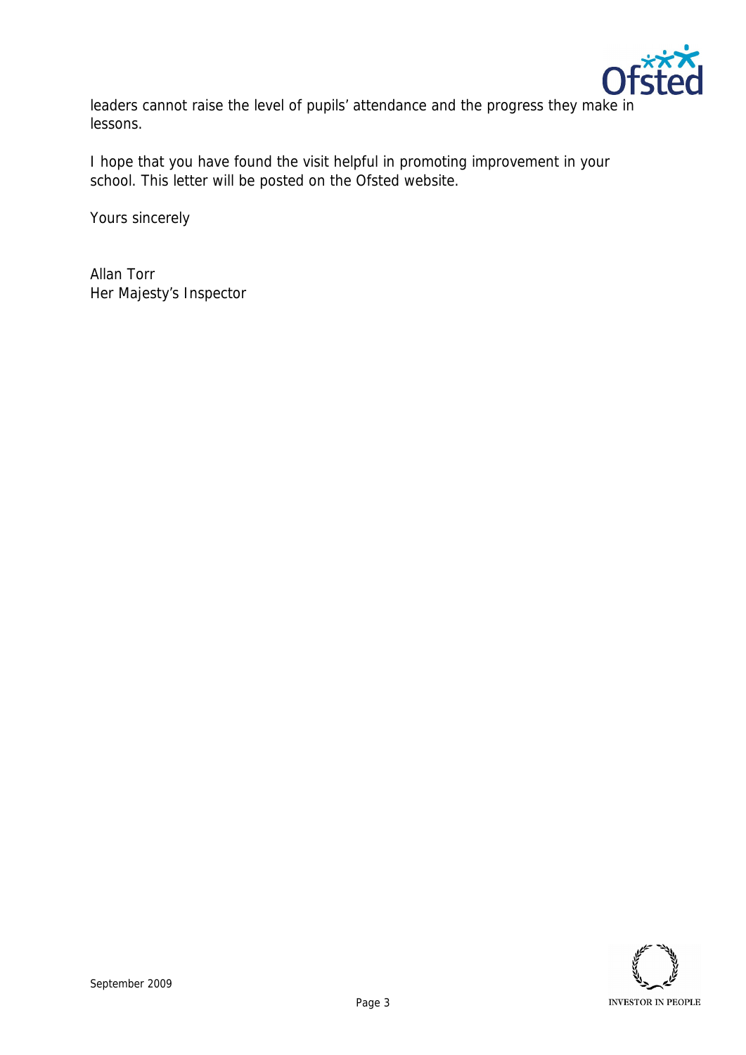leaders cannot raise the level of pupils' attendance and the progress they make in lessons.

I hope that you have found the visit helpful in promoting improvement in your school. This letter will be posted on the Ofsted website.

Yours sincerely

Allan Torr
Her Majesty's Inspector